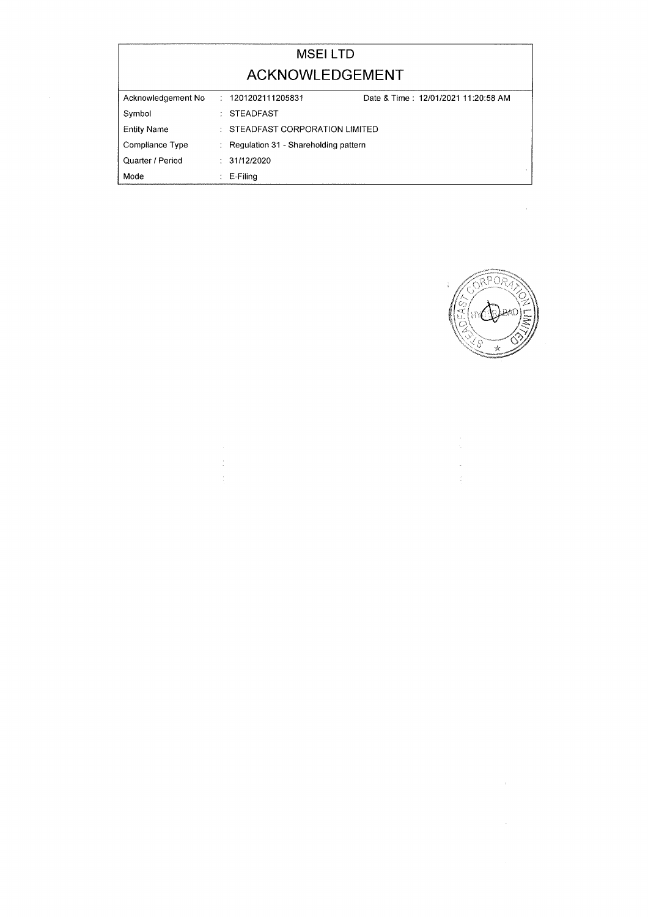# MSEI LTD

## ACKNOWLEDGEMENT

| | | |
|---|---|---|
| Acknowledgement No | : 1201202111205831 | Date & Time : 12/01/2021 11:20:58 AM |
| Symbol | : STEADFAST | |
| Entity Name | : STEADFAST CORPORATION LIMITED | |
| Compliance Type | : Regulation 31 - Shareholding pattern | |
| Quarter / Period | : 31/12/2020 | |
| Mode | : E-Filing | |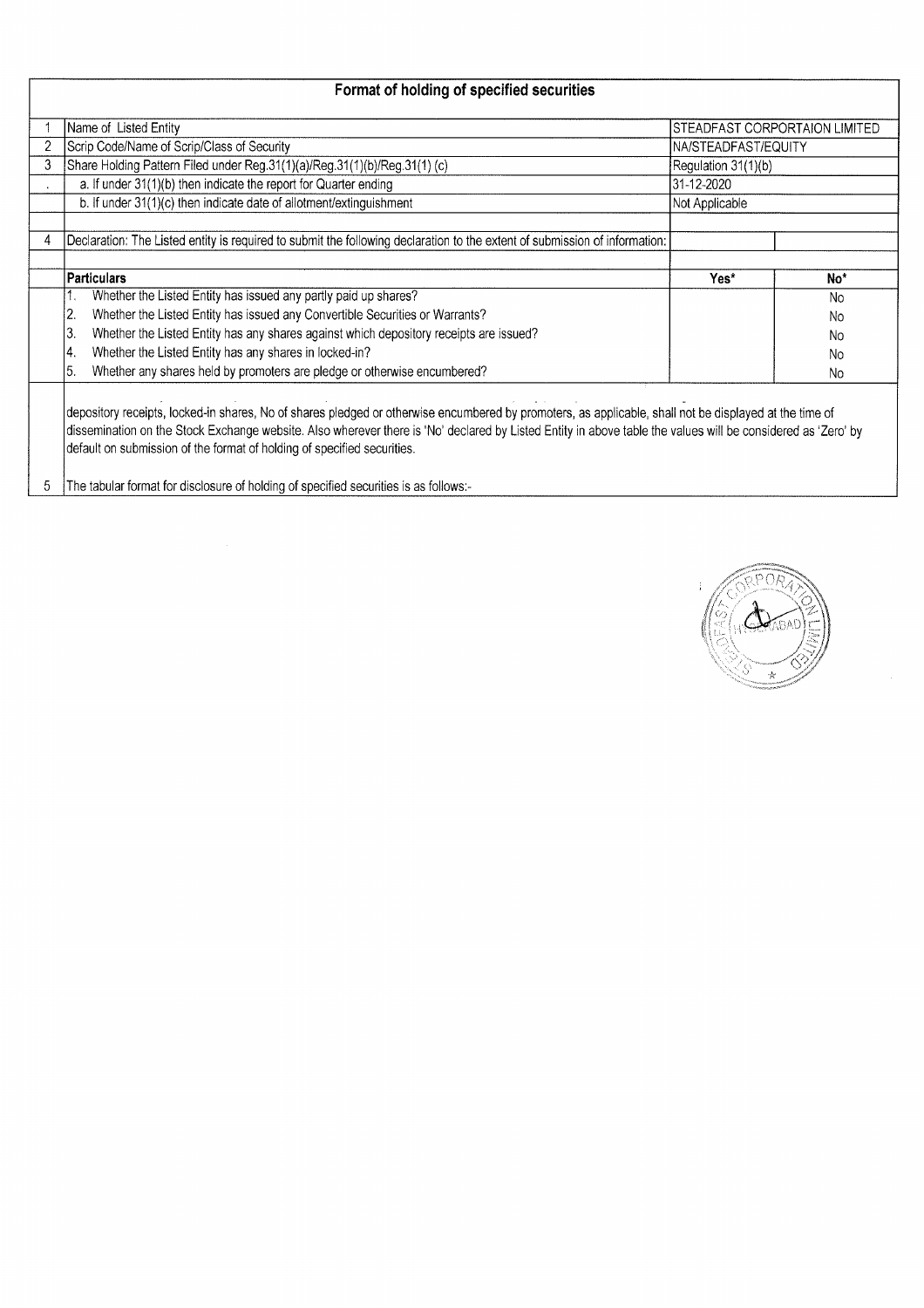## Format of holding of specified securities

| | | | |
|---|---|---|---|
| 1 | Name of Listed Entity | STEADFAST CORPORTAION LIMITED | |
| 2 | Scrip Code/Name of Scrip/Class of Security | NA/STEADFAST/EQUITY | |
| 3 | Share Holding Pattern Filed under Reg.31(1)(a)/Reg.31(1)(b)/Reg.31(1) (c) | Regulation 31(1)(b) | |
| . | a. If under 31(1)(b) then indicate the report for Quarter ending | 31-12-2020 | |
| | b. If under 31(1)(c) then indicate date of allotment/extinguishment | Not Applicable | |
| 4 | Declaration: The Listed entity is required to submit the following declaration to the extent of submission of information: | | |
| | **Particulars** | **Yes*** | **No*** |
| | 1. Whether the Listed Entity has issued any partly paid up shares? | | No |
| | 2. Whether the Listed Entity has issued any Convertible Securities or Warrants? | | No |
| | 3. Whether the Listed Entity has any shares against which depository receipts are issued? | | No |
| | 4. Whether the Listed Entity has any shares in locked-in? | | No |
| | 5. Whether any shares held by promoters are pledge or otherwise encumbered? | | No |

depository receipts, locked-in shares, No of shares pledged or otherwise encumbered by promoters, as applicable, shall not be displayed at the time of dissemination on the Stock Exchange website. Also wherever there is 'No' declared by Listed Entity in above table the values will be considered as 'Zero' by default on submission of the format of holding of specified securities.

5 The tabular format for disclosure of holding of specified securities is as follows:-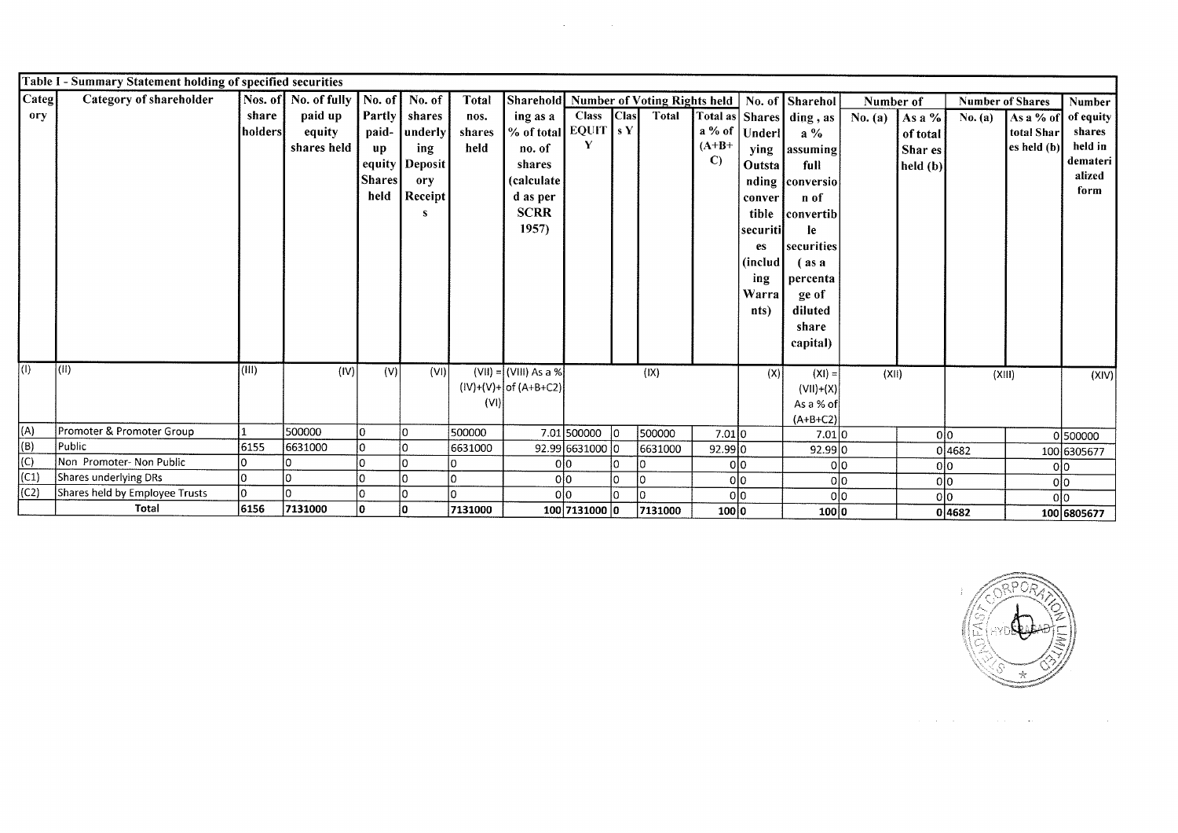| Table I - Summary Statement holding of specified securities | | | | | | | | | | | | | | | | | | |
|---|---|---|---|---|---|---|---|---|---|---|---|---|---|---|---|---|---|---|
| Category | Category of shareholder | Nos. of share holders | No. of fully paid up equity shares held | No. of Partly paid-up equity Shares held | No. of shares underlying Depository Receipts | Total nos. shares held | Shareholding as a % of total no. of shares (calculated as per SCRR 1957) | Number of Voting Rights held | | | | No. of Shares Underlying Outstanding convertible securities (including Warrants) | Shareholding, as a % assuming full conversion of convertible securities ( as a percentage of diluted share capital) | Number of | | Number of Shares | | Number of equity shares held in dematerialized form |
| | | | | | | | | Class EQUITY | Class Y | Total | Total as a % of (A+B+C) | | | No. (a) | As a % of total Shares held (b) | No. (a) | As a % of total Shares held (b) | |
| (I) | (II) | (III) | (IV) | (V) | (VI) | (VII) = (IV)+(V)+(VI) | (VIII) As a % of (A+B+C2) | (IX) | | | | (X) | (XI) = (VII)+(X) As a % of (A+B+C2) | (XII) | | (XIII) | | (XIV) |
| (A) | Promoter & Promoter Group | 1 | 500000 | 0 | 0 | 500000 | 7.01 | 500000 | 0 | 500000 | 7.01 | 0 | 7.01 | 0 | 0 | 0 | 0 | 500000 |
| (B) | Public | 6155 | 6631000 | 0 | 0 | 6631000 | 92.99 | 6631000 | 0 | 6631000 | 92.99 | 0 | 92.99 | 0 | 0 | 4682 | 100 | 6305677 |
| (C) | Non Promoter- Non Public | 0 | 0 | 0 | 0 | 0 | 0 | 0 | 0 | 0 | 0 | 0 | 0 | 0 | 0 | 0 | 0 | 0 |
| (C1) | Shares underlying DRs | 0 | 0 | 0 | 0 | 0 | 0 | 0 | 0 | 0 | 0 | 0 | 0 | 0 | 0 | 0 | 0 | 0 |
| (C2) | Shares held by Employee Trusts | 0 | 0 | 0 | 0 | 0 | 0 | 0 | 0 | 0 | 0 | 0 | 0 | 0 | 0 | 0 | 0 | 0 |
| | Total | 6156 | 7131000 | 0 | 0 | 7131000 | 100 | 7131000 | 0 | 7131000 | 100 | 0 | 100 | 0 | 0 | 4682 | 100 | 6805677 |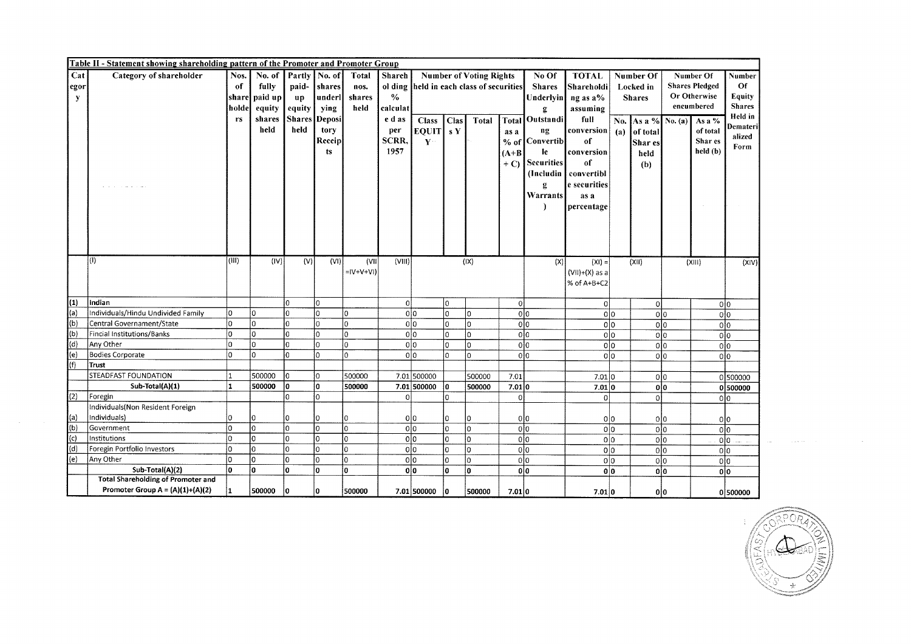**Table II - Statement showing shareholding pattern of the Promoter and Promoter Group**

| Category | Category of shareholder | Nos. of shareholders | No. of fully paid up equity shares held | Partly paid-up equity Shares held | No. of shares underlying Depository Receipts | Total nos. shares held | Shareholding % calculated as per SCRR, 1957 | Number of Voting Rights held in each class of securities | | | | No Of Shares Underlying Outstanding Convertible Securities (Including Warrants) | TOTAL Shareholding as a% assuming full conversion of convertible securities as a percentage | Number Of Locked in Shares | | Number Of Shares Pledged Or Otherwise encumbered | | Number Of Equity Shares Held in Dematerialized Form |
|---|---|---|---|---|---|---|---|---|---|---|---|---|---|---|---|---|---|---|
| | | | | | | | | Class EQUITY | Class Y | Total | Total as a % of (A+B+C) | | | No. (a) | As a % of total Shares held (b) | No. (a) | As a % of total Shares held (b) | |
| | (I) | (III) | (IV) | (V) | (VI) | (VII) =IV+V+VI) | (VIII) | (IX) | | | | (X) | (XI) = (VII)+(X) as a % of A+B+C2 | (XII) | | (XIII) | | (XIV) |
| (1) | Indian | | | 0 | 0 | | 0 | | 0 | | 0 | | 0 | | 0 | | 0 | 0 |
| (a) | Individuals/Hindu Undivided Family | 0 | 0 | 0 | 0 | 0 | 0 | 0 | 0 | 0 | 0 | 0 | 0 | 0 | 0 | 0 | 0 | 0 |
| (b) | Central Governament/State | 0 | 0 | 0 | 0 | 0 | 0 | 0 | 0 | 0 | 0 | 0 | 0 | 0 | 0 | 0 | 0 | 0 |
| (b) | Fincial Institutions/Banks | 0 | 0 | 0 | 0 | 0 | 0 | 0 | 0 | 0 | 0 | 0 | 0 | 0 | 0 | 0 | 0 | 0 |
| (d) | Any Other | 0 | 0 | 0 | 0 | 0 | 0 | 0 | 0 | 0 | 0 | 0 | 0 | 0 | 0 | 0 | 0 | 0 |
| (e) | Bodies Corporate | 0 | 0 | 0 | 0 | 0 | 0 | 0 | 0 | 0 | 0 | 0 | 0 | 0 | 0 | 0 | 0 | 0 |
| (f) | **Trust** | | | | | | | | | | | | | | | | | |
| | STEADFAST FOUNDATION | 1 | 500000 | 0 | 0 | 500000 | 7.01 | 500000 | | 500000 | 7.01 | | 7.01 | 0 | 0 | 0 | 0 | 500000 |
| | **Sub-Total(A)(1)** | **1** | **500000** | **0** | **0** | **500000** | **7.01** | **500000** | **0** | **500000** | **7.01** | **0** | **7.01** | **0** | **0** | **0** | **0** | **500000** |
| (2) | Foregin | | | 0 | 0 | | 0 | | 0 | | 0 | | 0 | | 0 | | 0 | 0 |
| (a) | Individuals(Non Resident Foreign Individuals) | 0 | 0 | 0 | 0 | 0 | 0 | 0 | 0 | 0 | 0 | 0 | 0 | 0 | 0 | 0 | 0 | 0 |
| (b) | Government | 0 | 0 | 0 | 0 | 0 | 0 | 0 | 0 | 0 | 0 | 0 | 0 | 0 | 0 | 0 | 0 | 0 |
| (c) | Institutions | 0 | 0 | 0 | 0 | 0 | 0 | 0 | 0 | 0 | 0 | 0 | 0 | 0 | 0 | 0 | 0 | 0 |
| (d) | Foregin Portfolio Investors | 0 | 0 | 0 | 0 | 0 | 0 | 0 | 0 | 0 | 0 | 0 | 0 | 0 | 0 | 0 | 0 | 0 |
| (e) | Any Other | 0 | 0 | 0 | 0 | 0 | 0 | 0 | 0 | 0 | 0 | 0 | 0 | 0 | 0 | 0 | 0 | 0 |
| | **Sub-Total(A)(2)** | **0** | **0** | **0** | **0** | **0** | **0** | **0** | **0** | **0** | **0** | **0** | **0** | **0** | **0** | **0** | **0** | **0** |
| | **Total Shareholding of Promoter and Promoter Group A = (A)(1)+(A)(2)** | **1** | **500000** | **0** | **0** | **500000** | **7.01** | **500000** | **0** | **500000** | **7.01** | **0** | **7.01** | **0** | **0** | **0** | **0** | **500000** |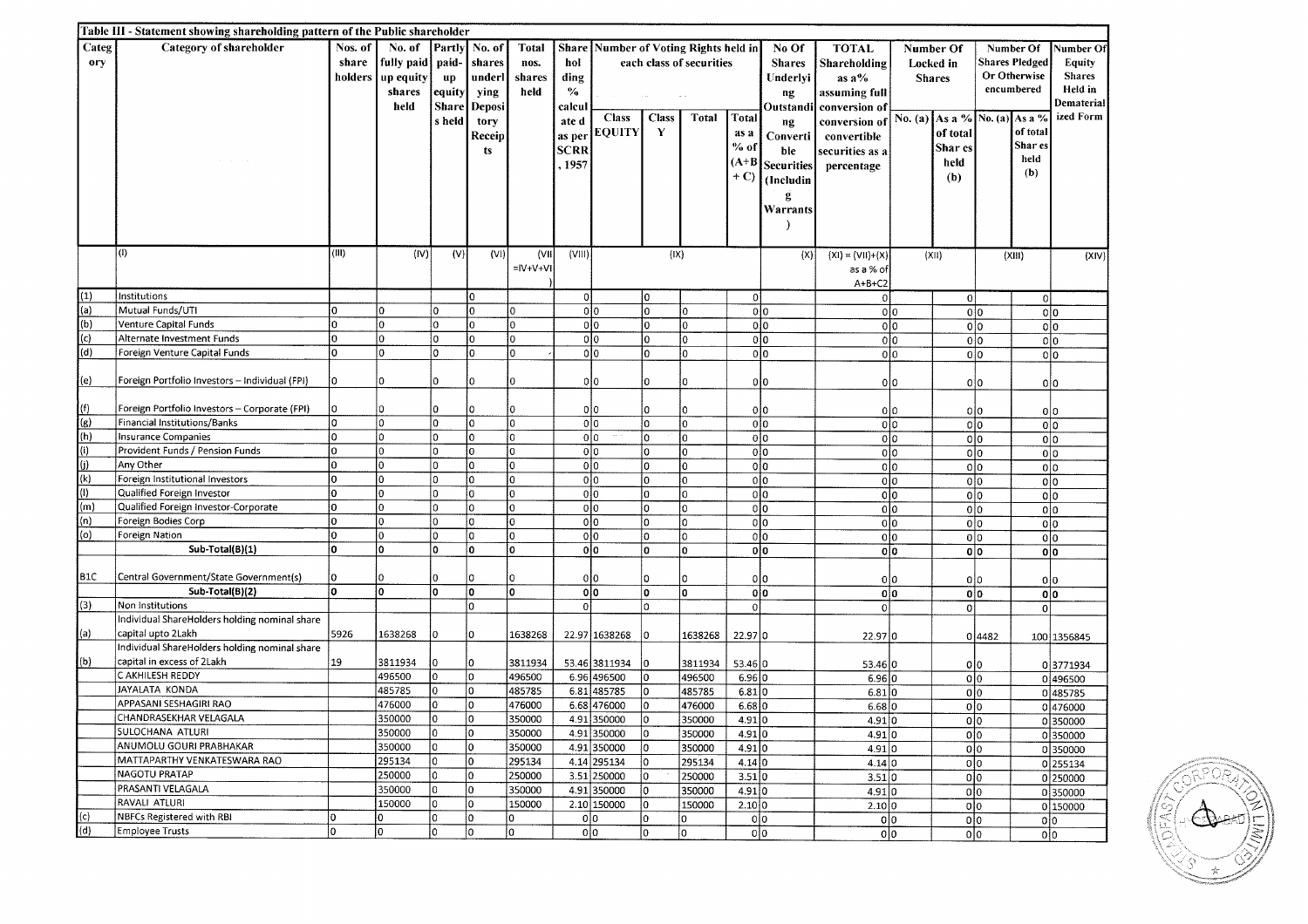**Table III - Statement showing shareholding pattern of the Public shareholder**

| Category | Category of shareholder | Nos. of share holders | No. of fully paid up equity shares held | Partly paid-up equity Shares held | No. of shares underlying Depository Receipts | Total nos. shares held | Shareholding % calculated as per SCRR, 1957 | Number of Voting Rights held in each class of securities | | | | No Of Shares Underlying Outstanding Convertible Securities (Including Warrants) | TOTAL Shareholding as a% assuming full conversion of convertible securities as a percentage | Number Of Locked in Shares | | Number Of Shares Pledged Or Otherwise encumbered | | Number Of Equity Shares Held in Dematerialized Form |
|---|---|---|---|---|---|---|---|---|---|---|---|---|---|---|---|---|---|---|
| | | | | | | | | Class EQUITY | Class Y | Total | Total as a % of (A+B+C) | | | No. (a) | As a % of total Shares held (b) | No. (a) | As a % of total Shares held (b) | |
| | (I) | (III) | (IV) | (V) | (VI) | (VII =IV+V+VI) | (VIII) | (IX) | | | | (X) | (XI) = (VII)+(X) as a % of A+B+C2 | (XII) | | (XIII) | | (XIV) |
| (1) | Institutions | | | | 0 | | 0 | | 0 | | 0 | | 0 | | 0 | | 0 | |
| (a) | Mutual Funds/UTI | 0 | 0 | 0 | 0 | 0 | 0 | 0 | 0 | 0 | 0 | 0 | 0 | 0 | 0 | 0 | 0 | 0 |
| (b) | Venture Capital Funds | 0 | 0 | 0 | 0 | 0 | 0 | 0 | 0 | 0 | 0 | 0 | 0 | 0 | 0 | 0 | 0 | 0 |
| (c) | Alternate Investment Funds | 0 | 0 | 0 | 0 | 0 | 0 | 0 | 0 | 0 | 0 | 0 | 0 | 0 | 0 | 0 | 0 | 0 |
| (d) | Foreign Venture Capital Funds | 0 | 0 | 0 | 0 | 0 | 0 | 0 | 0 | 0 | 0 | 0 | 0 | 0 | 0 | 0 | 0 | 0 |
| (e) | Foreign Portfolio Investors – Individual (FPI) | 0 | 0 | 0 | 0 | 0 | 0 | 0 | 0 | 0 | 0 | 0 | 0 | 0 | 0 | 0 | 0 | 0 |
| (f) | Foreign Portfolio Investors – Corporate (FPI) | 0 | 0 | 0 | 0 | 0 | 0 | 0 | 0 | 0 | 0 | 0 | 0 | 0 | 0 | 0 | 0 | 0 |
| (g) | Financial Institutions/Banks | 0 | 0 | 0 | 0 | 0 | 0 | 0 | 0 | 0 | 0 | 0 | 0 | 0 | 0 | 0 | 0 | 0 |
| (h) | Insurance Companies | 0 | 0 | 0 | 0 | 0 | 0 | 0 | 0 | 0 | 0 | 0 | 0 | 0 | 0 | 0 | 0 | 0 |
| (i) | Provident Funds / Pension Funds | 0 | 0 | 0 | 0 | 0 | 0 | 0 | 0 | 0 | 0 | 0 | 0 | 0 | 0 | 0 | 0 | 0 |
| (j) | Any Other | 0 | 0 | 0 | 0 | 0 | 0 | 0 | 0 | 0 | 0 | 0 | 0 | 0 | 0 | 0 | 0 | 0 |
| (k) | Foreign Institutional Investors | 0 | 0 | 0 | 0 | 0 | 0 | 0 | 0 | 0 | 0 | 0 | 0 | 0 | 0 | 0 | 0 | 0 |
| (l) | Qualified Foreign Investor | 0 | 0 | 0 | 0 | 0 | 0 | 0 | 0 | 0 | 0 | 0 | 0 | 0 | 0 | 0 | 0 | 0 |
| (m) | Qualified Foreign Investor-Corporate | 0 | 0 | 0 | 0 | 0 | 0 | 0 | 0 | 0 | 0 | 0 | 0 | 0 | 0 | 0 | 0 | 0 |
| (n) | Foreign Bodies Corp | 0 | 0 | 0 | 0 | 0 | 0 | 0 | 0 | 0 | 0 | 0 | 0 | 0 | 0 | 0 | 0 | 0 |
| (o) | Foreign Nation | 0 | 0 | 0 | 0 | 0 | 0 | 0 | 0 | 0 | 0 | 0 | 0 | 0 | 0 | 0 | 0 | 0 |
| | **Sub-Total(B)(1)** | **0** | **0** | **0** | **0** | **0** | **0** | **0** | **0** | **0** | **0** | **0** | **0** | **0** | **0** | **0** | **0** | **0** |
| B1C | Central Government/State Government(s) | 0 | 0 | 0 | 0 | 0 | 0 | 0 | 0 | 0 | 0 | 0 | 0 | 0 | 0 | 0 | 0 | 0 |
| | **Sub-Total(B)(2)** | **0** | **0** | **0** | **0** | **0** | **0** | **0** | **0** | **0** | **0** | **0** | **0** | **0** | **0** | **0** | **0** | **0** |
| (3) | Non Institutions | | | | 0 | | 0 | | 0 | | 0 | | 0 | | 0 | | 0 | |
| (a) | Individual ShareHolders holding nominal share capital upto 2Lakh | 5926 | 1638268 | 0 | 0 | 1638268 | 22.97 | 1638268 | 0 | 1638268 | 22.97 | 0 | 22.97 | 0 | 0 | 4482 | 100 | 1356845 |
| (b) | Individual ShareHolders holding nominal share capital in excess of 2Lakh | 19 | 3811934 | 0 | 0 | 3811934 | 53.46 | 3811934 | 0 | 3811934 | 53.46 | 0 | 53.46 | 0 | 0 | 0 | 0 | 3771934 |
| | C AKHILESH REDDY | | 496500 | 0 | 0 | 496500 | 6.96 | 496500 | 0 | 496500 | 6.96 | 0 | 6.96 | 0 | 0 | 0 | 0 | 496500 |
| | JAYALATA KONDA | | 485785 | 0 | 0 | 485785 | 6.81 | 485785 | 0 | 485785 | 6.81 | 0 | 6.81 | 0 | 0 | 0 | 0 | 485785 |
| | APPASANI SESHAGIRI RAO | | 476000 | 0 | 0 | 476000 | 6.68 | 476000 | 0 | 476000 | 6.68 | 0 | 6.68 | 0 | 0 | 0 | 0 | 476000 |
| | CHANDRASEKHAR VELAGALA | | 350000 | 0 | 0 | 350000 | 4.91 | 350000 | 0 | 350000 | 4.91 | 0 | 4.91 | 0 | 0 | 0 | 0 | 350000 |
| | SULOCHANA ATLURI | | 350000 | 0 | 0 | 350000 | 4.91 | 350000 | 0 | 350000 | 4.91 | 0 | 4.91 | 0 | 0 | 0 | 0 | 350000 |
| | ANUMOLU GOURI PRABHAKAR | | 350000 | 0 | 0 | 350000 | 4.91 | 350000 | 0 | 350000 | 4.91 | 0 | 4.91 | 0 | 0 | 0 | 0 | 350000 |
| | MATTAPARTHY VENKATESWARA RAO | | 295134 | 0 | 0 | 295134 | 4.14 | 295134 | 0 | 295134 | 4.14 | 0 | 4.14 | 0 | 0 | 0 | 0 | 255134 |
| | NAGOTU PRATAP | | 250000 | 0 | 0 | 250000 | 3.51 | 250000 | 0 | 250000 | 3.51 | 0 | 3.51 | 0 | 0 | 0 | 0 | 250000 |
| | PRASANTI VELAGALA | | 350000 | 0 | 0 | 350000 | 4.91 | 350000 | 0 | 350000 | 4.91 | 0 | 4.91 | 0 | 0 | 0 | 0 | 350000 |
| | RAVALI ATLURI | | 150000 | 0 | 0 | 150000 | 2.10 | 150000 | 0 | 150000 | 2.10 | 0 | 2.10 | 0 | 0 | 0 | 0 | 150000 |
| (c) | NBFCs Registered with RBI | 0 | 0 | 0 | 0 | 0 | 0 | 0 | 0 | 0 | 0 | 0 | 0 | 0 | 0 | 0 | 0 | 0 |
| (d) | Employee Trusts | 0 | 0 | 0 | 0 | 0 | 0 | 0 | 0 | 0 | 0 | 0 | 0 | 0 | 0 | 0 | 0 | 0 |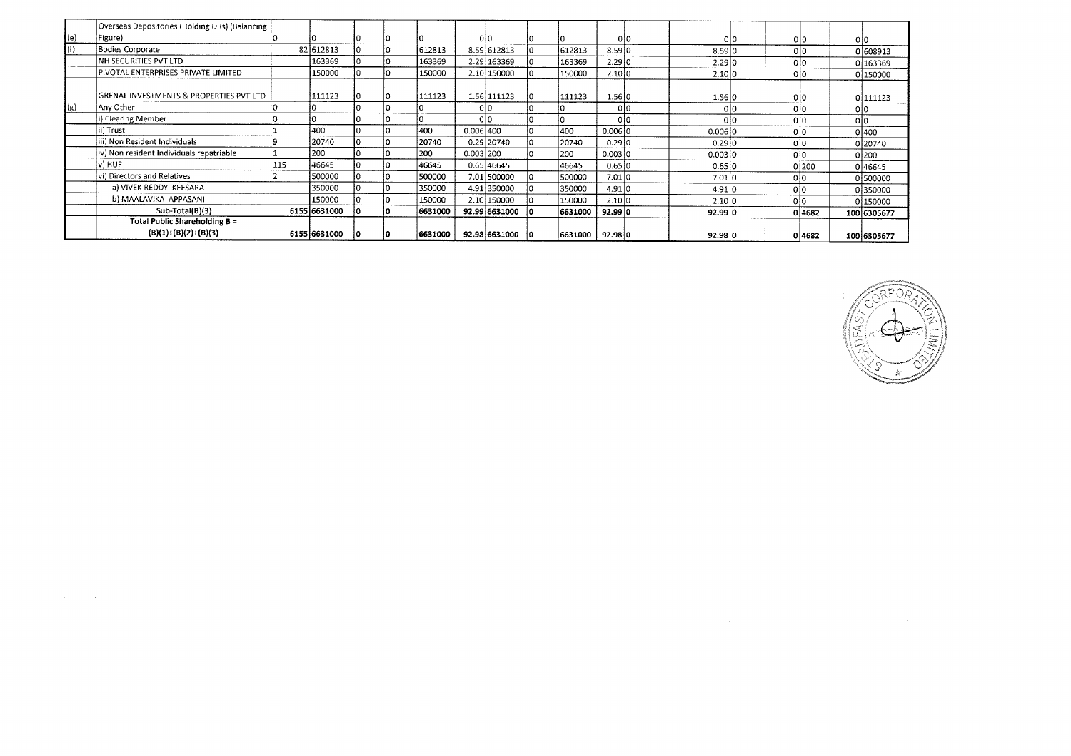| | | | | | | | | | | | | | | | | | | |
|---|---|---|---|---|---|---|---|---|---|---|---|---|---|---|---|---|---|---|
| (e) | Overseas Depositories (Holding DRs) (Balancing Figure) | 0 | 0 | 0 | 0 | 0 | 0 | 0 | 0 | 0 | 0 | 0 | 0 | 0 | 0 | 0 | 0 | 0 |
| (f) | Bodies Corporate | 82 | 612813 | 0 | 0 | 612813 | 8.59 | 612813 | 0 | 612813 | 8.59 | 0 | 8.59 | 0 | 0 | 0 | 0 | 608913 |
| | NH SECURITIES PVT LTD | | 163369 | 0 | 0 | 163369 | 2.29 | 163369 | 0 | 163369 | 2.29 | 0 | 2.29 | 0 | 0 | 0 | 0 | 163369 |
| | PIVOTAL ENTERPRISES PRIVATE LIMITED | | 150000 | 0 | 0 | 150000 | 2.10 | 150000 | 0 | 150000 | 2.10 | 0 | 2.10 | 0 | 0 | 0 | 0 | 150000 |
| | GRENAL INVESTMENTS & PROPERTIES PVT LTD | | 111123 | 0 | 0 | 111123 | 1.56 | 111123 | 0 | 111123 | 1.56 | 0 | 1.56 | 0 | 0 | 0 | 0 | 111123 |
| (g) | Any Other | 0 | 0 | 0 | 0 | 0 | 0 | 0 | 0 | 0 | 0 | 0 | 0 | 0 | 0 | 0 | 0 | 0 |
| | i) Clearing Member | 0 | 0 | 0 | 0 | 0 | 0 | 0 | 0 | 0 | 0 | 0 | 0 | 0 | 0 | 0 | 0 | 0 |
| | ii) Trust | 1 | 400 | 0 | 0 | 400 | 0.006 | 400 | 0 | 400 | 0.006 | 0 | 0.006 | 0 | 0 | 0 | 0 | 400 |
| | iii) Non Resident Individuals | 9 | 20740 | 0 | 0 | 20740 | 0.29 | 20740 | 0 | 20740 | 0.29 | 0 | 0.29 | 0 | 0 | 0 | 0 | 20740 |
| | iv) Non resident Individuals repatriable | 1 | 200 | 0 | 0 | 200 | 0.003 | 200 | 0 | 200 | 0.003 | 0 | 0.003 | 0 | 0 | 0 | 0 | 200 |
| | v) HUF | 115 | 46645 | 0 | 0 | 46645 | 0.65 | 46645 | | 46645 | 0.65 | 0 | 0.65 | 0 | 0 | 200 | 0 | 46645 |
| | vi) Directors and Relatives | 2 | 500000 | 0 | 0 | 500000 | 7.01 | 500000 | 0 | 500000 | 7.01 | 0 | 7.01 | 0 | 0 | 0 | 0 | 500000 |
| | a) VIVEK REDDY KEESARA | | 350000 | 0 | 0 | 350000 | 4.91 | 350000 | 0 | 350000 | 4.91 | 0 | 4.91 | 0 | 0 | 0 | 0 | 350000 |
| | b) MAALAVIKA APPASANI | | 150000 | 0 | 0 | 150000 | 2.10 | 150000 | 0 | 150000 | 2.10 | 0 | 2.10 | 0 | 0 | 0 | 0 | 150000 |
| | **Sub-Total(B)(3)** | **6155** | **6631000** | **0** | **0** | **6631000** | **92.99** | **6631000** | **0** | **6631000** | **92.99** | **0** | **92.99** | **0** | **0** | **4682** | **100** | **6305677** |
| | **Total Public Shareholding B = (B)(1)+(B)(2)+(B)(3)** | **6155** | **6631000** | **0** | **0** | **6631000** | **92.98** | **6631000** | **0** | **6631000** | **92.98** | **0** | **92.98** | **0** | **0** | **4682** | **100** | **6305677** |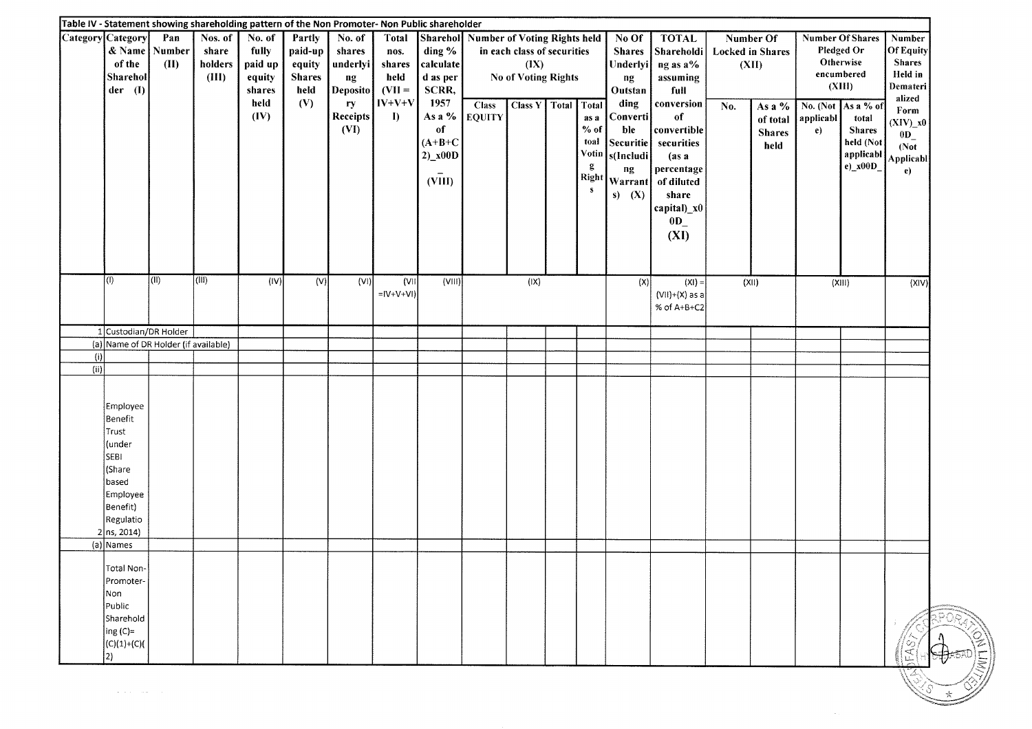Table IV - Statement showing shareholding pattern of the Non Promoter- Non Public shareholder

| Category | Category & Name of the Shareholder (I) | Pan Number (II) | Nos. of share holders (III) | No. of fully paid up equity shares held (IV) | Partly paid-up equity Shares held (V) | No. of shares underlying Depository Receipts (VI) | Total nos. shares held (VII = IV+V+VI) | Shareholding % calculated as per SCRR, 1957 As a % of (A+B+C2)_x00D_ (VIII) | Number of Voting Rights held in each class of securities (IX) No of Voting Rights | | | | No Of Shares Underlying Outstanding Convertible Securities(Including Warrants) (X) | TOTAL Shareholding as a% assuming full conversion of convertible securities (as a percentage of diluted share capital)_x00D_ (XI) | Number Of Locked in Shares (XII) | | Number Of Shares Pledged Or Otherwise encumbered (XIII) | | Number Of Equity Shares Held in Dematerialized Form (XIV)_x00D_ (Not Applicable) |
|---|---|---|---|---|---|---|---|---|---|---|---|---|---|---|---|---|---|---|---|
| | | | | | | | | | Class EQUITY | Class Y | Total | Total as a % of toal Voting Rights | | | No. | As a % of total Shares held | No. (Not applicable) | As a % of total Shares held (Not applicable)_x00D_ | |
| | (I) | (II) | (III) | (IV) | (V) | (VI) | (VII =IV+V+VI) | (VIII) | (IX) | | | | (X) | (XI) = (VII)+(X) as a % of A+B+C2 | (XII) | | (XIII) | | (XIV) |
| 1 | Custodian/DR Holder | | | | | | | | | | | | | | | | | | |
| (a) | Name of DR Holder (if available) | | | | | | | | | | | | | | | | | | |
| (i) | | | | | | | | | | | | | | | | | | | |
| (ii) | | | | | | | | | | | | | | | | | | | |
| 2 | Employee Benefit Trust (under SEBI (Share based Employee Benefit) Regulations, 2014) | | | | | | | | | | | | | | | | | | |
| (a) | Names | | | | | | | | | | | | | | | | | | |
| | Total Non-Promoter-Non Public Shareholding (C)= (C)(1)+(C)(2) | | | | | | | | | | | | | | | | | | |